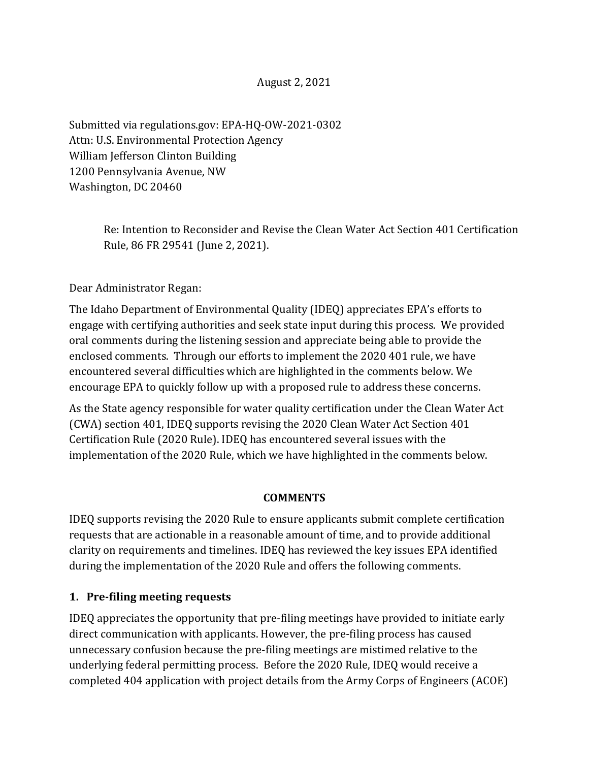August 2, 2021

Submitted via regulations.gov: EPA-HQ-OW-2021-0302
Attn: U.S. Environmental Protection Agency
William Jefferson Clinton Building
1200 Pennsylvania Avenue, NW
Washington, DC 20460

> Re: Intention to Reconsider and Revise the Clean Water Act Section 401 Certification Rule, 86 FR 29541 (June 2, 2021).

Dear Administrator Regan:

The Idaho Department of Environmental Quality (IDEQ) appreciates EPA's efforts to engage with certifying authorities and seek state input during this process. We provided oral comments during the listening session and appreciate being able to provide the enclosed comments. Through our efforts to implement the 2020 401 rule, we have encountered several difficulties which are highlighted in the comments below. We encourage EPA to quickly follow up with a proposed rule to address these concerns.

As the State agency responsible for water quality certification under the Clean Water Act (CWA) section 401, IDEQ supports revising the 2020 Clean Water Act Section 401 Certification Rule (2020 Rule). IDEQ has encountered several issues with the implementation of the 2020 Rule, which we have highlighted in the comments below.

## COMMENTS

IDEQ supports revising the 2020 Rule to ensure applicants submit complete certification requests that are actionable in a reasonable amount of time, and to provide additional clarity on requirements and timelines. IDEQ has reviewed the key issues EPA identified during the implementation of the 2020 Rule and offers the following comments.

### 1. Pre-filing meeting requests

IDEQ appreciates the opportunity that pre-filing meetings have provided to initiate early direct communication with applicants. However, the pre-filing process has caused unnecessary confusion because the pre-filing meetings are mistimed relative to the underlying federal permitting process. Before the 2020 Rule, IDEQ would receive a completed 404 application with project details from the Army Corps of Engineers (ACOE)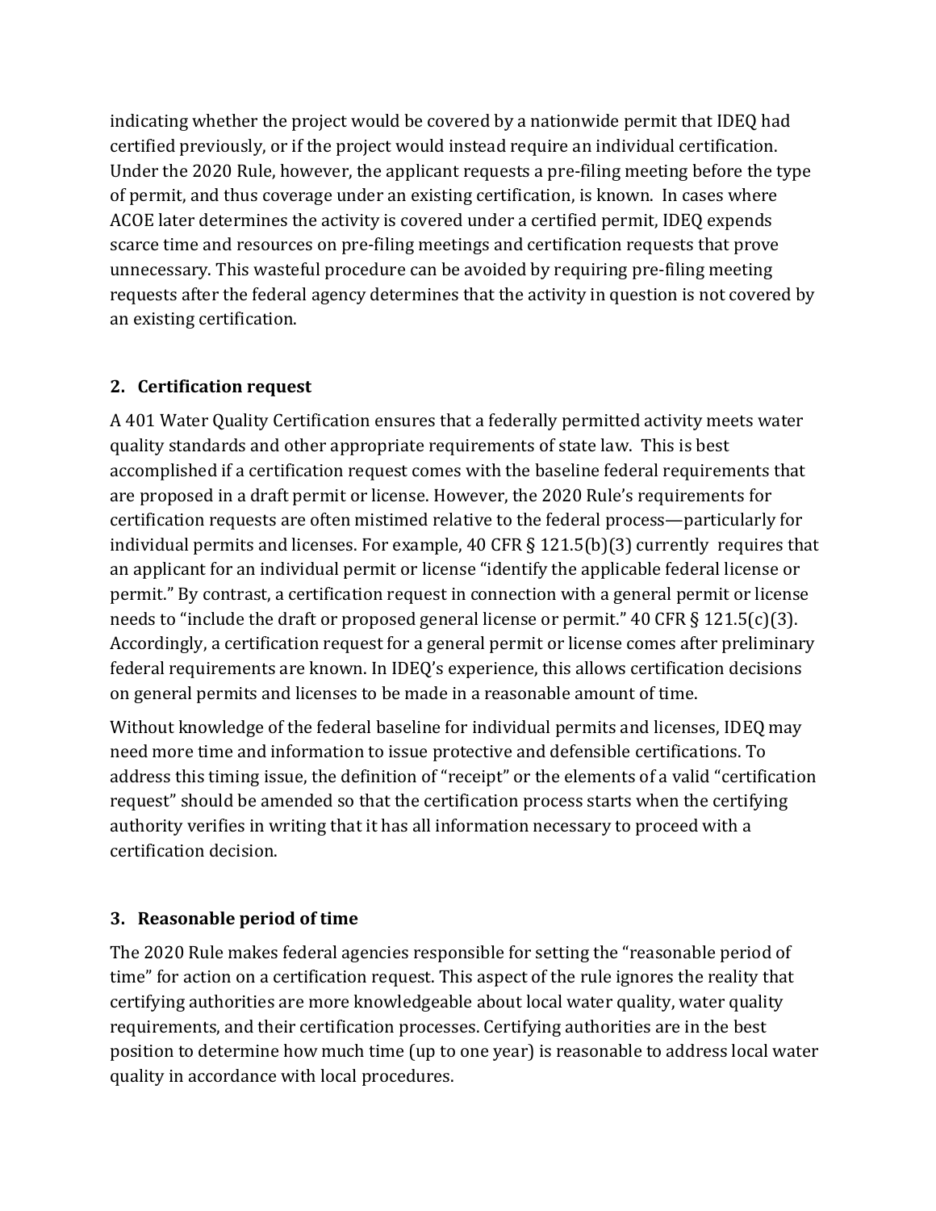indicating whether the project would be covered by a nationwide permit that IDEQ had certified previously, or if the project would instead require an individual certification. Under the 2020 Rule, however, the applicant requests a pre-filing meeting before the type of permit, and thus coverage under an existing certification, is known. In cases where ACOE later determines the activity is covered under a certified permit, IDEQ expends scarce time and resources on pre-filing meetings and certification requests that prove unnecessary. This wasteful procedure can be avoided by requiring pre-filing meeting requests after the federal agency determines that the activity in question is not covered by an existing certification.

### 2. Certification request

A 401 Water Quality Certification ensures that a federally permitted activity meets water quality standards and other appropriate requirements of state law. This is best accomplished if a certification request comes with the baseline federal requirements that are proposed in a draft permit or license. However, the 2020 Rule's requirements for certification requests are often mistimed relative to the federal process—particularly for individual permits and licenses. For example, 40 CFR § 121.5(b)(3) currently requires that an applicant for an individual permit or license "identify the applicable federal license or permit." By contrast, a certification request in connection with a general permit or license needs to "include the draft or proposed general license or permit." 40 CFR § 121.5(c)(3). Accordingly, a certification request for a general permit or license comes after preliminary federal requirements are known. In IDEQ's experience, this allows certification decisions on general permits and licenses to be made in a reasonable amount of time.

Without knowledge of the federal baseline for individual permits and licenses, IDEQ may need more time and information to issue protective and defensible certifications. To address this timing issue, the definition of "receipt" or the elements of a valid "certification request" should be amended so that the certification process starts when the certifying authority verifies in writing that it has all information necessary to proceed with a certification decision.

### 3. Reasonable period of time

The 2020 Rule makes federal agencies responsible for setting the "reasonable period of time" for action on a certification request. This aspect of the rule ignores the reality that certifying authorities are more knowledgeable about local water quality, water quality requirements, and their certification processes. Certifying authorities are in the best position to determine how much time (up to one year) is reasonable to address local water quality in accordance with local procedures.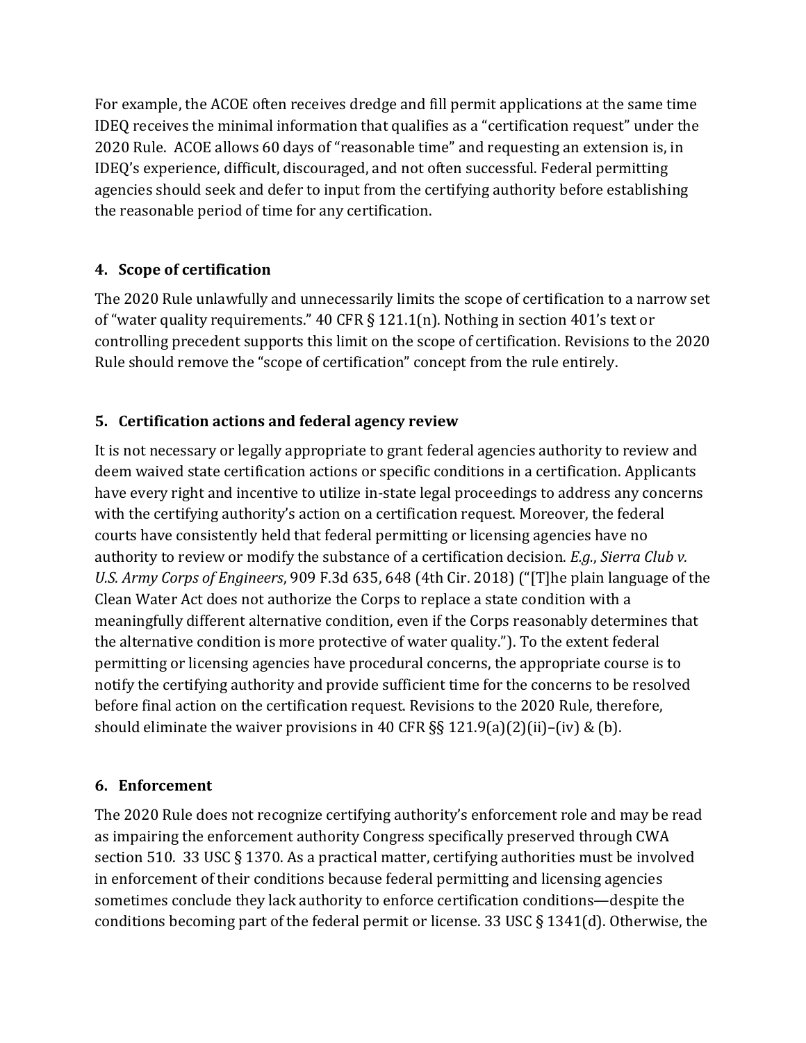For example, the ACOE often receives dredge and fill permit applications at the same time IDEQ receives the minimal information that qualifies as a "certification request" under the 2020 Rule. ACOE allows 60 days of "reasonable time" and requesting an extension is, in IDEQ's experience, difficult, discouraged, and not often successful. Federal permitting agencies should seek and defer to input from the certifying authority before establishing the reasonable period of time for any certification.

### 4. Scope of certification

The 2020 Rule unlawfully and unnecessarily limits the scope of certification to a narrow set of "water quality requirements." 40 CFR § 121.1(n). Nothing in section 401's text or controlling precedent supports this limit on the scope of certification. Revisions to the 2020 Rule should remove the "scope of certification" concept from the rule entirely.

### 5. Certification actions and federal agency review

It is not necessary or legally appropriate to grant federal agencies authority to review and deem waived state certification actions or specific conditions in a certification. Applicants have every right and incentive to utilize in-state legal proceedings to address any concerns with the certifying authority's action on a certification request. Moreover, the federal courts have consistently held that federal permitting or licensing agencies have no authority to review or modify the substance of a certification decision. *E.g.*, *Sierra Club v. U.S. Army Corps of Engineers*, 909 F.3d 635, 648 (4th Cir. 2018) ("[T]he plain language of the Clean Water Act does not authorize the Corps to replace a state condition with a meaningfully different alternative condition, even if the Corps reasonably determines that the alternative condition is more protective of water quality."). To the extent federal permitting or licensing agencies have procedural concerns, the appropriate course is to notify the certifying authority and provide sufficient time for the concerns to be resolved before final action on the certification request. Revisions to the 2020 Rule, therefore, should eliminate the waiver provisions in 40 CFR §§ 121.9(a)(2)(ii)–(iv) & (b).

### 6. Enforcement

The 2020 Rule does not recognize certifying authority's enforcement role and may be read as impairing the enforcement authority Congress specifically preserved through CWA section 510. 33 USC § 1370. As a practical matter, certifying authorities must be involved in enforcement of their conditions because federal permitting and licensing agencies sometimes conclude they lack authority to enforce certification conditions—despite the conditions becoming part of the federal permit or license. 33 USC § 1341(d). Otherwise, the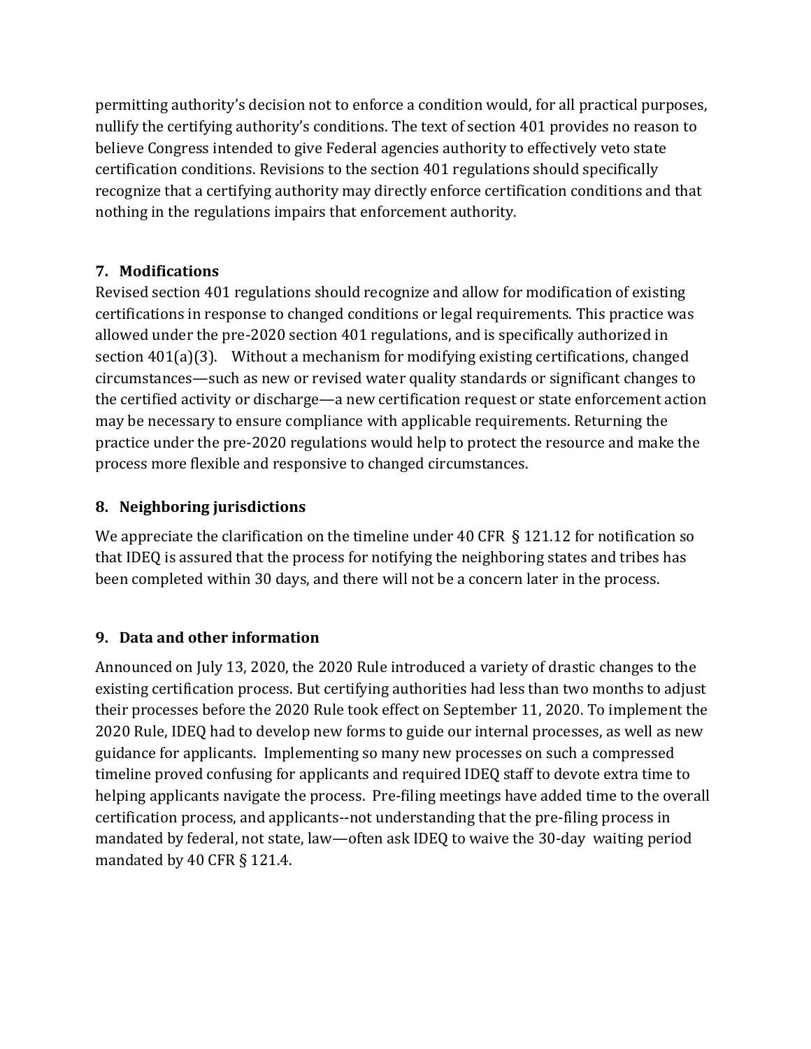permitting authority's decision not to enforce a condition would, for all practical purposes, nullify the certifying authority's conditions. The text of section 401 provides no reason to believe Congress intended to give Federal agencies authority to effectively veto state certification conditions. Revisions to the section 401 regulations should specifically recognize that a certifying authority may directly enforce certification conditions and that nothing in the regulations impairs that enforcement authority.

### 7. Modifications

Revised section 401 regulations should recognize and allow for modification of existing certifications in response to changed conditions or legal requirements. This practice was allowed under the pre-2020 section 401 regulations, and is specifically authorized in section 401(a)(3). Without a mechanism for modifying existing certifications, changed circumstances—such as new or revised water quality standards or significant changes to the certified activity or discharge—a new certification request or state enforcement action may be necessary to ensure compliance with applicable requirements. Returning the practice under the pre-2020 regulations would help to protect the resource and make the process more flexible and responsive to changed circumstances.

### 8. Neighboring jurisdictions

We appreciate the clarification on the timeline under 40 CFR § 121.12 for notification so that IDEQ is assured that the process for notifying the neighboring states and tribes has been completed within 30 days, and there will not be a concern later in the process.

### 9. Data and other information

Announced on July 13, 2020, the 2020 Rule introduced a variety of drastic changes to the existing certification process. But certifying authorities had less than two months to adjust their processes before the 2020 Rule took effect on September 11, 2020. To implement the 2020 Rule, IDEQ had to develop new forms to guide our internal processes, as well as new guidance for applicants. Implementing so many new processes on such a compressed timeline proved confusing for applicants and required IDEQ staff to devote extra time to helping applicants navigate the process. Pre-filing meetings have added time to the overall certification process, and applicants--not understanding that the pre-filing process in mandated by federal, not state, law—often ask IDEQ to waive the 30-day waiting period mandated by 40 CFR § 121.4.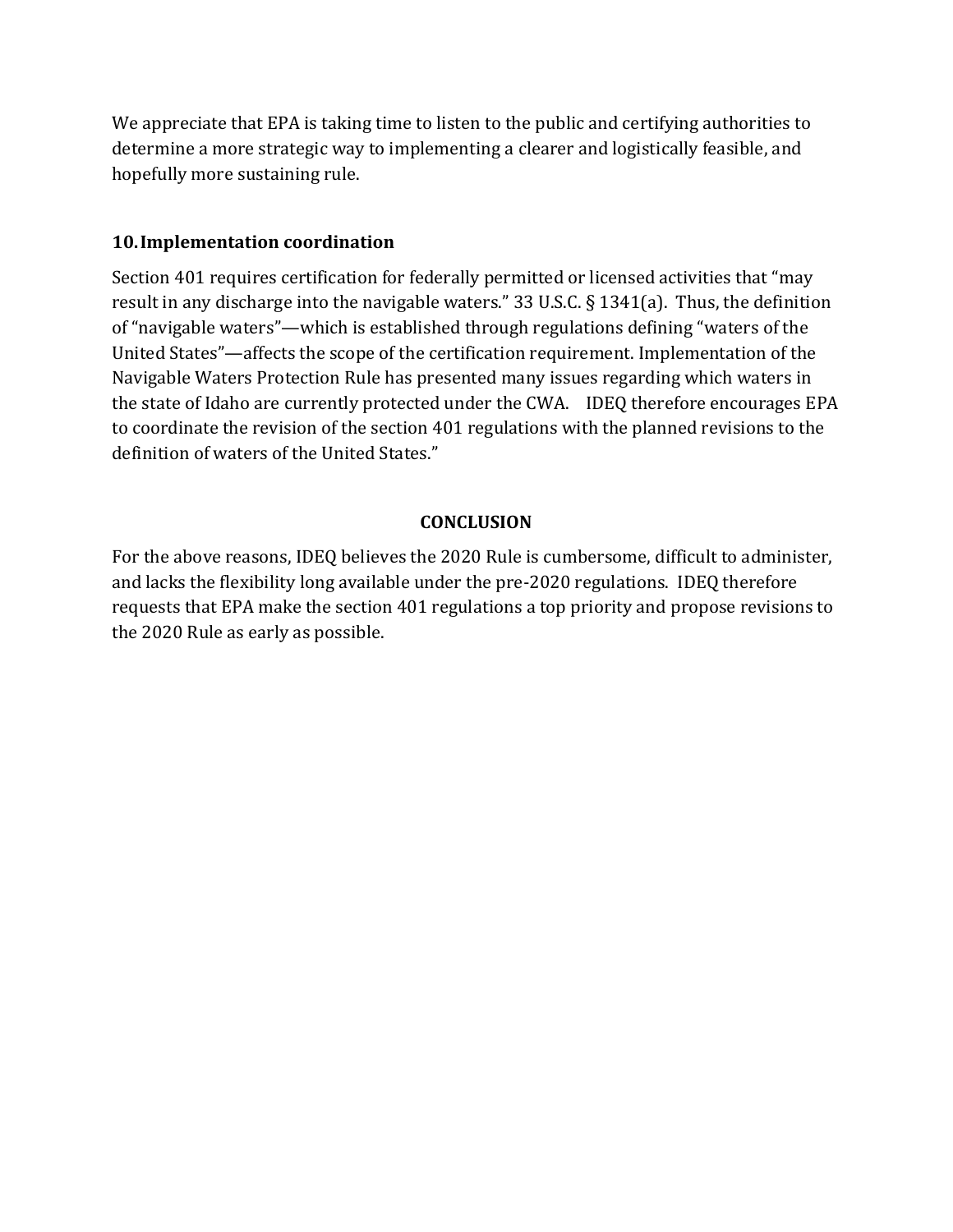We appreciate that EPA is taking time to listen to the public and certifying authorities to determine a more strategic way to implementing a clearer and logistically feasible, and hopefully more sustaining rule.

### 10. Implementation coordination

Section 401 requires certification for federally permitted or licensed activities that "may result in any discharge into the navigable waters." 33 U.S.C. § 1341(a). Thus, the definition of "navigable waters"—which is established through regulations defining "waters of the United States"—affects the scope of the certification requirement. Implementation of the Navigable Waters Protection Rule has presented many issues regarding which waters in the state of Idaho are currently protected under the CWA. IDEQ therefore encourages EPA to coordinate the revision of the section 401 regulations with the planned revisions to the definition of waters of the United States."

## CONCLUSION

For the above reasons, IDEQ believes the 2020 Rule is cumbersome, difficult to administer, and lacks the flexibility long available under the pre-2020 regulations. IDEQ therefore requests that EPA make the section 401 regulations a top priority and propose revisions to the 2020 Rule as early as possible.